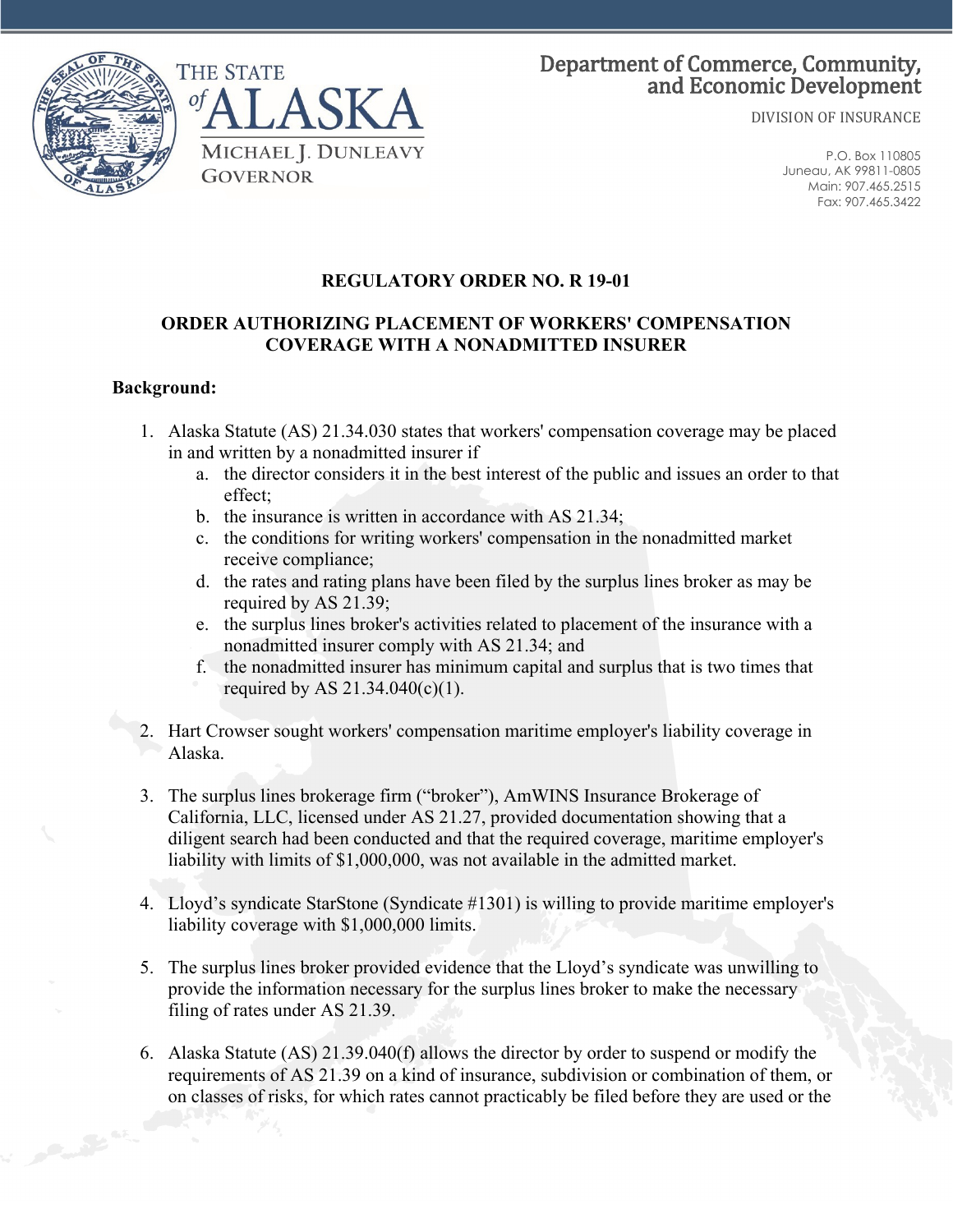THE STATE of ALASKA

MICHAEL J. DUNLEAVY
GOVERNOR

Department of Commerce, Community, and Economic Development

DIVISION OF INSURANCE

P.O. Box 110805
Juneau, AK 99811-0805
Main: 907.465.2515
Fax: 907.465.3422

## REGULATORY ORDER NO. R 19-01

## ORDER AUTHORIZING PLACEMENT OF WORKERS' COMPENSATION COVERAGE WITH A NONADMITTED INSURER

**Background:**

1. Alaska Statute (AS) 21.34.030 states that workers' compensation coverage may be placed in and written by a nonadmitted insurer if
   a. the director considers it in the best interest of the public and issues an order to that effect;
   b. the insurance is written in accordance with AS 21.34;
   c. the conditions for writing workers' compensation in the nonadmitted market receive compliance;
   d. the rates and rating plans have been filed by the surplus lines broker as may be required by AS 21.39;
   e. the surplus lines broker's activities related to placement of the insurance with a nonadmitted insurer comply with AS 21.34; and
   f. the nonadmitted insurer has minimum capital and surplus that is two times that required by AS 21.34.040(c)(1).

2. Hart Crowser sought workers' compensation maritime employer's liability coverage in Alaska.

3. The surplus lines brokerage firm ("broker"), AmWINS Insurance Brokerage of California, LLC, licensed under AS 21.27, provided documentation showing that a diligent search had been conducted and that the required coverage, maritime employer's liability with limits of $1,000,000, was not available in the admitted market.

4. Lloyd's syndicate StarStone (Syndicate #1301) is willing to provide maritime employer's liability coverage with $1,000,000 limits.

5. The surplus lines broker provided evidence that the Lloyd's syndicate was unwilling to provide the information necessary for the surplus lines broker to make the necessary filing of rates under AS 21.39.

6. Alaska Statute (AS) 21.39.040(f) allows the director by order to suspend or modify the requirements of AS 21.39 on a kind of insurance, subdivision or combination of them, or on classes of risks, for which rates cannot practicably be filed before they are used or the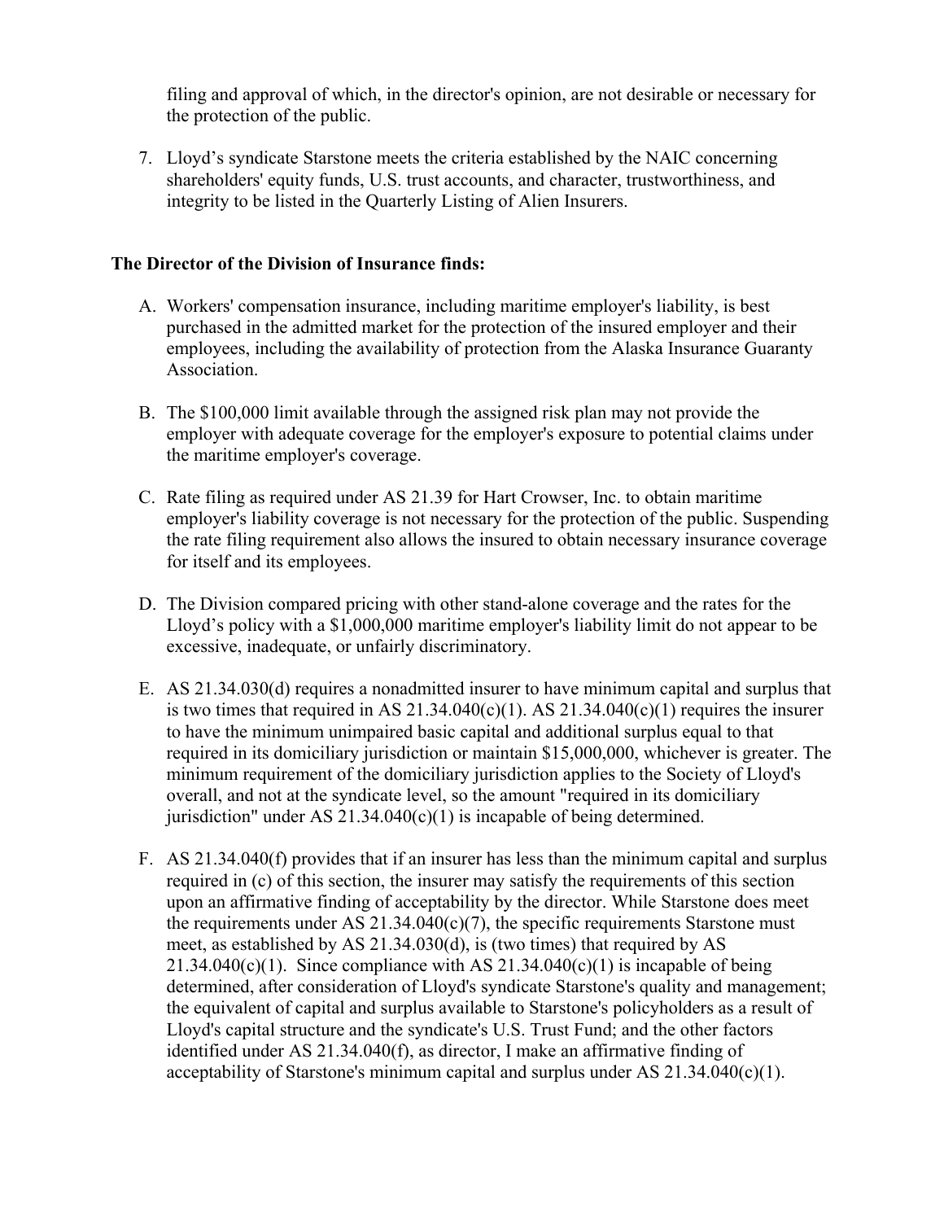filing and approval of which, in the director's opinion, are not desirable or necessary for the protection of the public.

7. Lloyd's syndicate Starstone meets the criteria established by the NAIC concerning shareholders' equity funds, U.S. trust accounts, and character, trustworthiness, and integrity to be listed in the Quarterly Listing of Alien Insurers.

**The Director of the Division of Insurance finds:**

A. Workers' compensation insurance, including maritime employer's liability, is best purchased in the admitted market for the protection of the insured employer and their employees, including the availability of protection from the Alaska Insurance Guaranty Association.

B. The $100,000 limit available through the assigned risk plan may not provide the employer with adequate coverage for the employer's exposure to potential claims under the maritime employer's coverage.

C. Rate filing as required under AS 21.39 for Hart Crowser, Inc. to obtain maritime employer's liability coverage is not necessary for the protection of the public. Suspending the rate filing requirement also allows the insured to obtain necessary insurance coverage for itself and its employees.

D. The Division compared pricing with other stand-alone coverage and the rates for the Lloyd's policy with a $1,000,000 maritime employer's liability limit do not appear to be excessive, inadequate, or unfairly discriminatory.

E. AS 21.34.030(d) requires a nonadmitted insurer to have minimum capital and surplus that is two times that required in AS 21.34.040(c)(1). AS 21.34.040(c)(1) requires the insurer to have the minimum unimpaired basic capital and additional surplus equal to that required in its domiciliary jurisdiction or maintain $15,000,000, whichever is greater. The minimum requirement of the domiciliary jurisdiction applies to the Society of Lloyd's overall, and not at the syndicate level, so the amount "required in its domiciliary jurisdiction" under AS 21.34.040(c)(1) is incapable of being determined.

F. AS 21.34.040(f) provides that if an insurer has less than the minimum capital and surplus required in (c) of this section, the insurer may satisfy the requirements of this section upon an affirmative finding of acceptability by the director. While Starstone does meet the requirements under AS 21.34.040(c)(7), the specific requirements Starstone must meet, as established by AS 21.34.030(d), is (two times) that required by AS 21.34.040(c)(1). Since compliance with AS 21.34.040(c)(1) is incapable of being determined, after consideration of Lloyd's syndicate Starstone's quality and management; the equivalent of capital and surplus available to Starstone's policyholders as a result of Lloyd's capital structure and the syndicate's U.S. Trust Fund; and the other factors identified under AS 21.34.040(f), as director, I make an affirmative finding of acceptability of Starstone's minimum capital and surplus under AS 21.34.040(c)(1).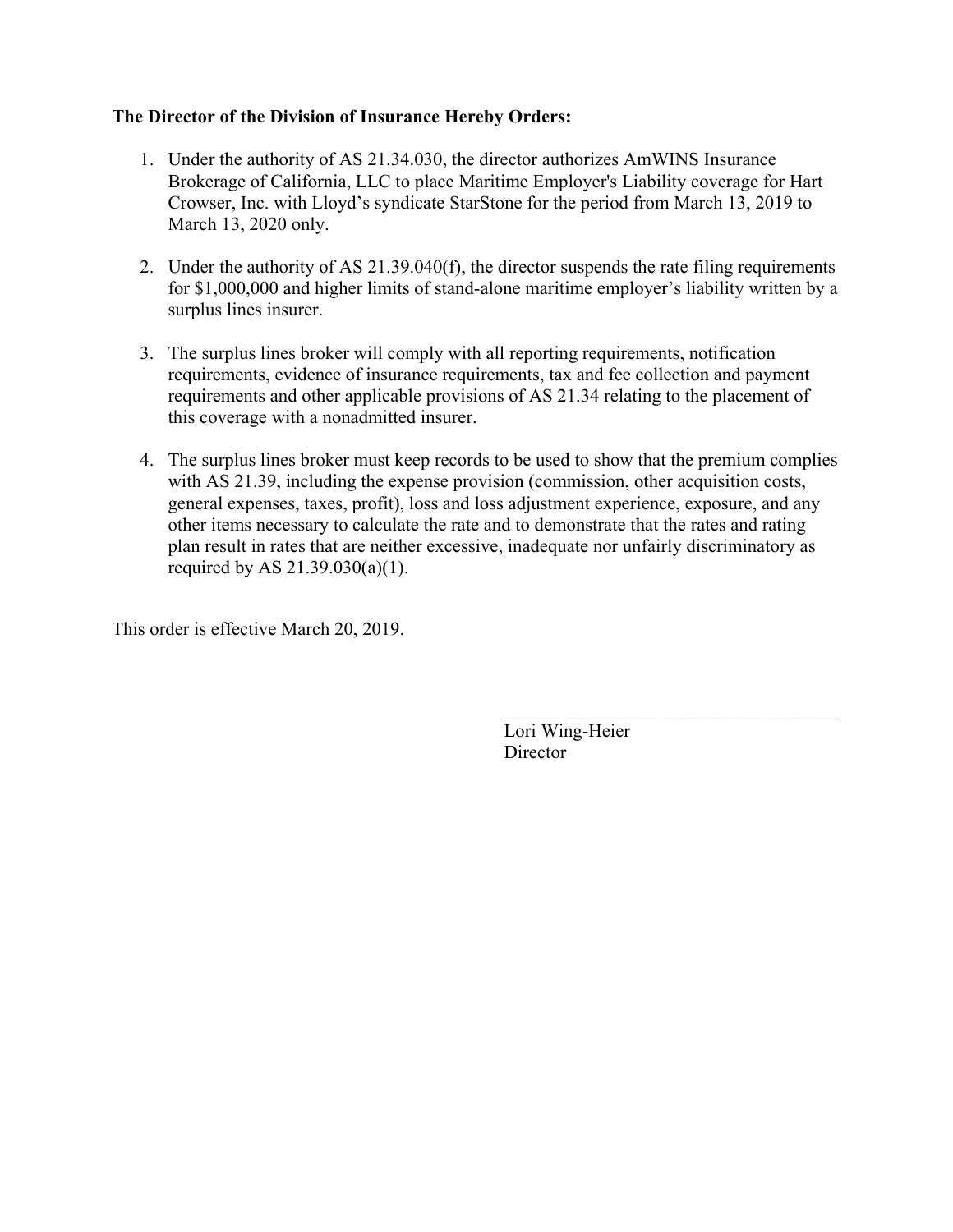**The Director of the Division of Insurance Hereby Orders:**

1. Under the authority of AS 21.34.030, the director authorizes AmWINS Insurance Brokerage of California, LLC to place Maritime Employer's Liability coverage for Hart Crowser, Inc. with Lloyd's syndicate StarStone for the period from March 13, 2019 to March 13, 2020 only.

2. Under the authority of AS 21.39.040(f), the director suspends the rate filing requirements for $1,000,000 and higher limits of stand-alone maritime employer's liability written by a surplus lines insurer.

3. The surplus lines broker will comply with all reporting requirements, notification requirements, evidence of insurance requirements, tax and fee collection and payment requirements and other applicable provisions of AS 21.34 relating to the placement of this coverage with a nonadmitted insurer.

4. The surplus lines broker must keep records to be used to show that the premium complies with AS 21.39, including the expense provision (commission, other acquisition costs, general expenses, taxes, profit), loss and loss adjustment experience, exposure, and any other items necessary to calculate the rate and to demonstrate that the rates and rating plan result in rates that are neither excessive, inadequate nor unfairly discriminatory as required by AS 21.39.030(a)(1).

This order is effective March 20, 2019.

Lori Wing-Heier
Director